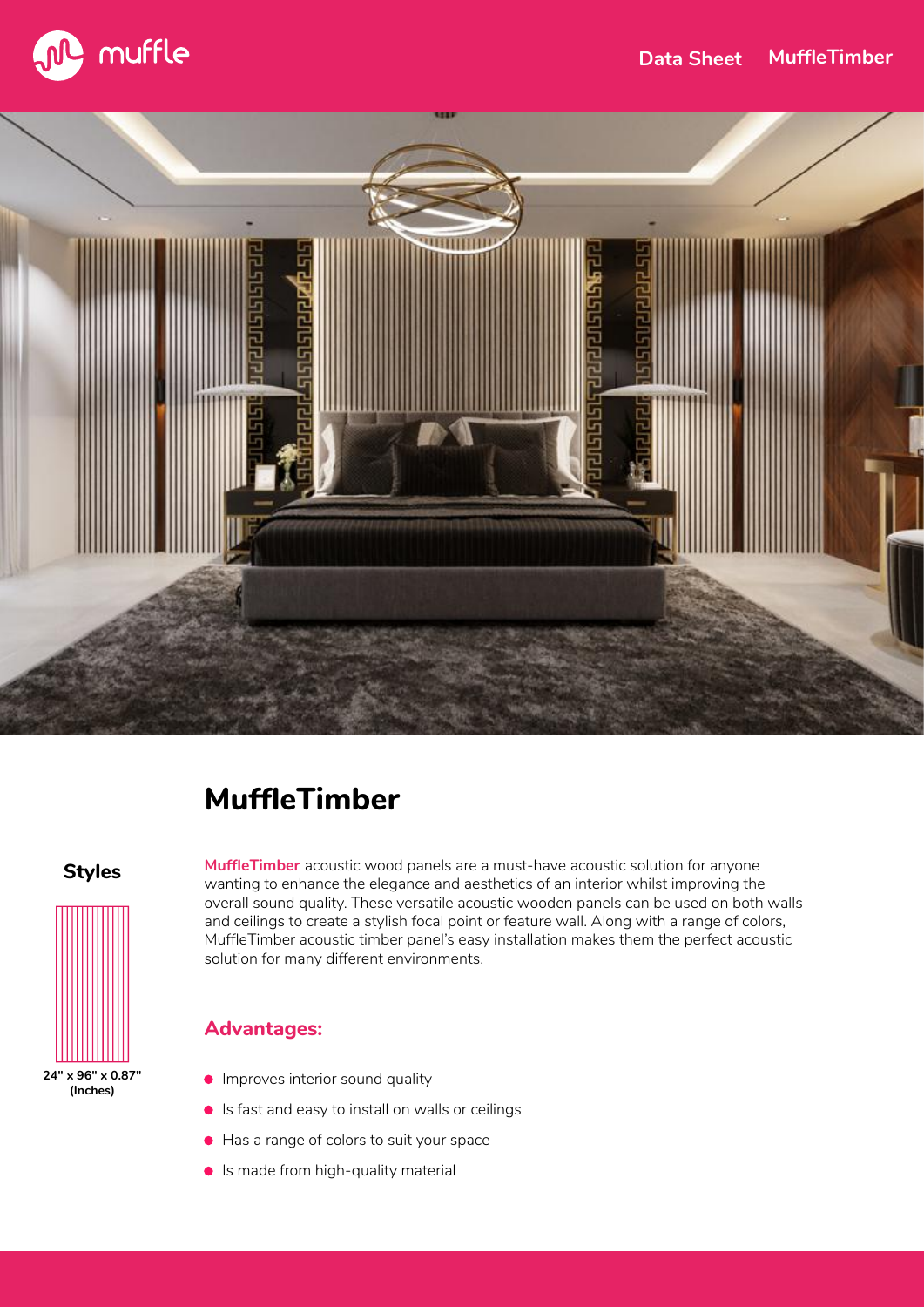# MuffleTimber

## Styles

24" x 96" x 0.87"
(Inches)

**MuffleTimber** acoustic wood panels are a must-have acoustic solution for anyone wanting to enhance the elegance and aesthetics of an interior whilst improving the overall sound quality. These versatile acoustic wooden panels can be used on both walls and ceilings to create a stylish focal point or feature wall. Along with a range of colors, MuffleTimber acoustic timber panel's easy installation makes them the perfect acoustic solution for many different environments.

## Advantages:

- Improves interior sound quality
- Is fast and easy to install on walls or ceilings
- Has a range of colors to suit your space
- Is made from high-quality material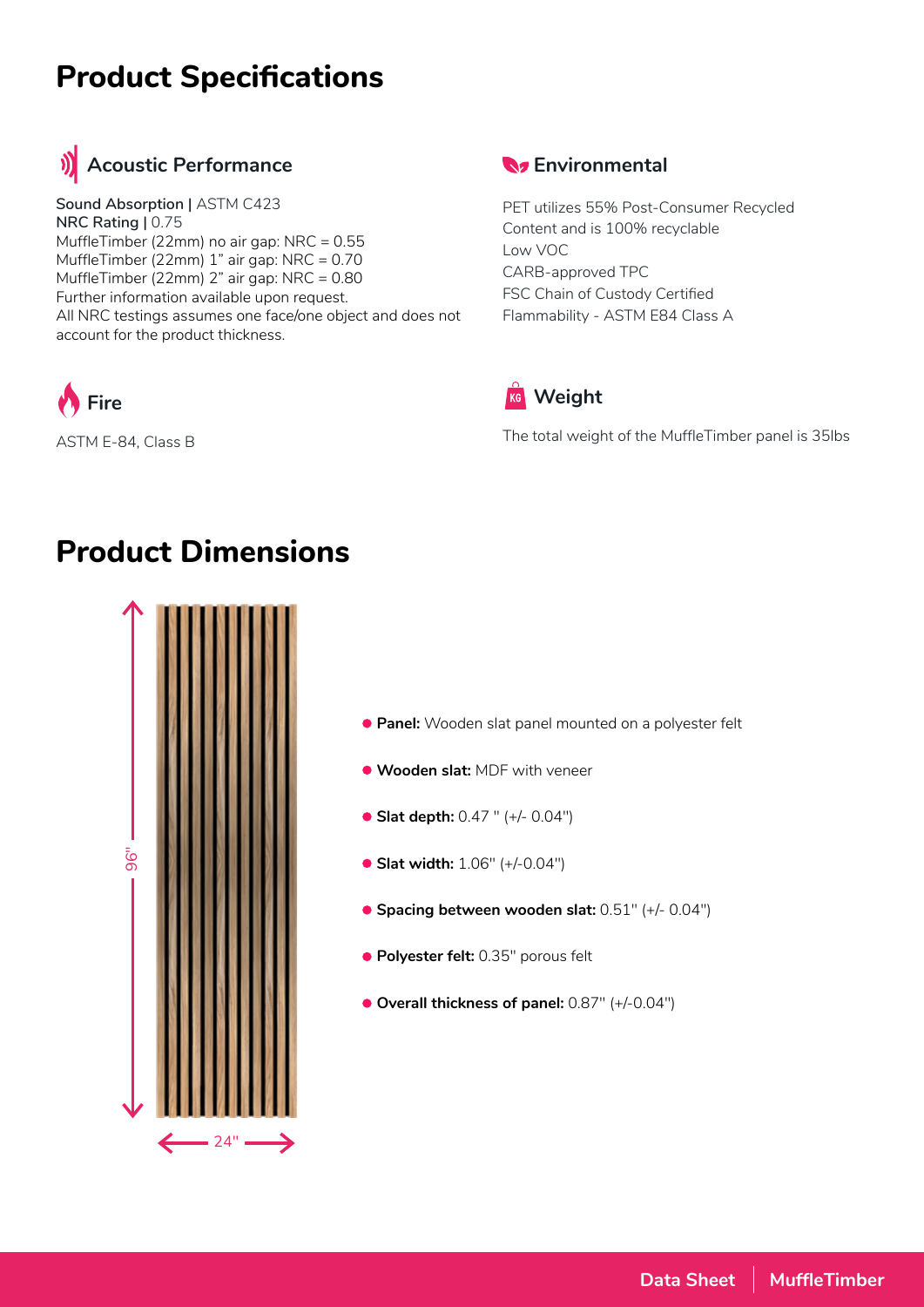# Product Specifications

## Acoustic Performance

**Sound Absorption |** ASTM C423
**NRC Rating |** 0.75
MuffleTimber (22mm) no air gap: NRC = 0.55
MuffleTimber (22mm) 1" air gap: NRC = 0.70
MuffleTimber (22mm) 2" air gap: NRC = 0.80
Further information available upon request.
All NRC testings assumes one face/one object and does not account for the product thickness.

## Fire

ASTM E-84, Class B

## Environmental

PET utilizes 55% Post-Consumer Recycled Content and is 100% recyclable
Low VOC
CARB-approved TPC
FSC Chain of Custody Certified
Flammability - ASTM E84 Class A

## Weight

The total weight of the MuffleTimber panel is 35lbs

# Product Dimensions

96"

24"

- **Panel:** Wooden slat panel mounted on a polyester felt
- **Wooden slat:** MDF with veneer
- **Slat depth:** 0.47 " (+/- 0.04")
- **Slat width:** 1.06" (+/-0.04")
- **Spacing between wooden slat:** 0.51" (+/- 0.04")
- **Polyester felt:** 0.35" porous felt
- **Overall thickness of panel:** 0.87" (+/-0.04")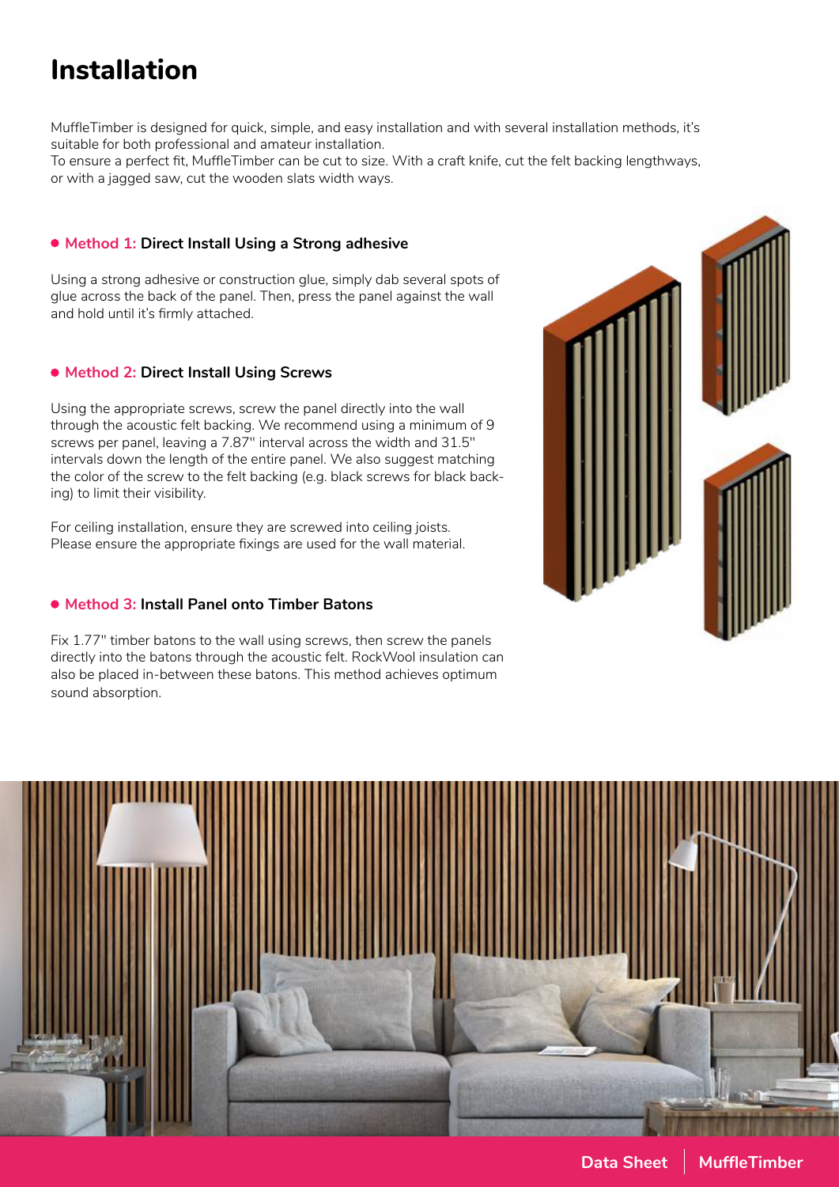# Installation

MuffleTimber is designed for quick, simple, and easy installation and with several installation methods, it's suitable for both professional and amateur installation.
To ensure a perfect fit, MuffleTimber can be cut to size. With a craft knife, cut the felt backing lengthways, or with a jagged saw, cut the wooden slats width ways.

- **Method 1: Direct Install Using a Strong adhesive**

Using a strong adhesive or construction glue, simply dab several spots of glue across the back of the panel. Then, press the panel against the wall and hold until it's firmly attached.

- **Method 2: Direct Install Using Screws**

Using the appropriate screws, screw the panel directly into the wall through the acoustic felt backing. We recommend using a minimum of 9 screws per panel, leaving a 7.87" interval across the width and 31.5" intervals down the length of the entire panel. We also suggest matching the color of the screw to the felt backing (e.g. black screws for black backing) to limit their visibility.

For ceiling installation, ensure they are screwed into ceiling joists. Please ensure the appropriate fixings are used for the wall material.

- **Method 3: Install Panel onto Timber Batons**

Fix 1.77" timber batons to the wall using screws, then screw the panels directly into the batons through the acoustic felt. RockWool insulation can also be placed in-between these batons. This method achieves optimum sound absorption.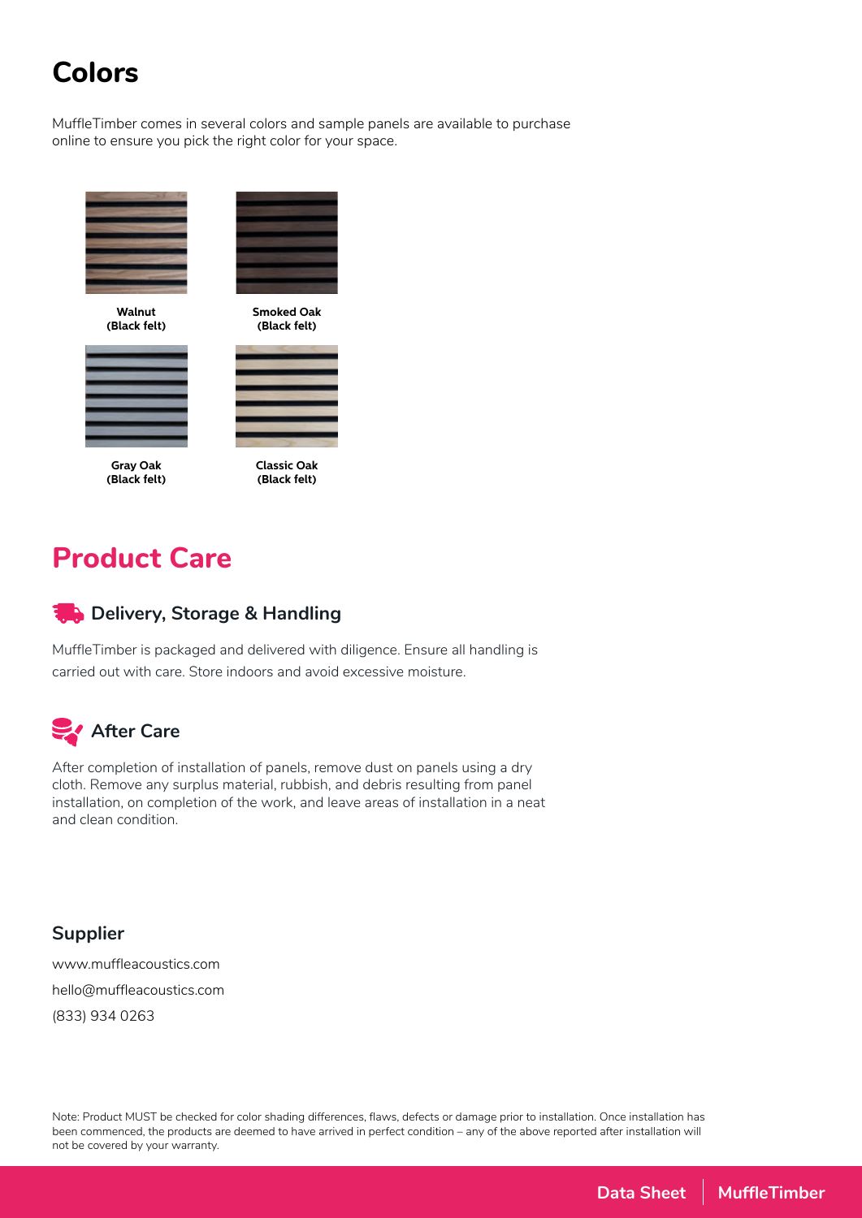## Colors

MuffleTimber comes in several colors and sample panels are available to purchase online to ensure you pick the right color for your space.

**Walnut (Black felt)**

**Smoked Oak (Black felt)**

**Gray Oak (Black felt)**

**Classic Oak (Black felt)**

## Product Care

### Delivery, Storage & Handling

MuffleTimber is packaged and delivered with diligence. Ensure all handling is carried out with care. Store indoors and avoid excessive moisture.

### After Care

After completion of installation of panels, remove dust on panels using a dry cloth. Remove any surplus material, rubbish, and debris resulting from panel installation, on completion of the work, and leave areas of installation in a neat and clean condition.

### Supplier

www.muffleacoustics.com

hello@muffleacoustics.com

(833) 934 0263

Note: Product MUST be checked for color shading differences, flaws, defects or damage prior to installation. Once installation has been commenced, the products are deemed to have arrived in perfect condition – any of the above reported after installation will not be covered by your warranty.